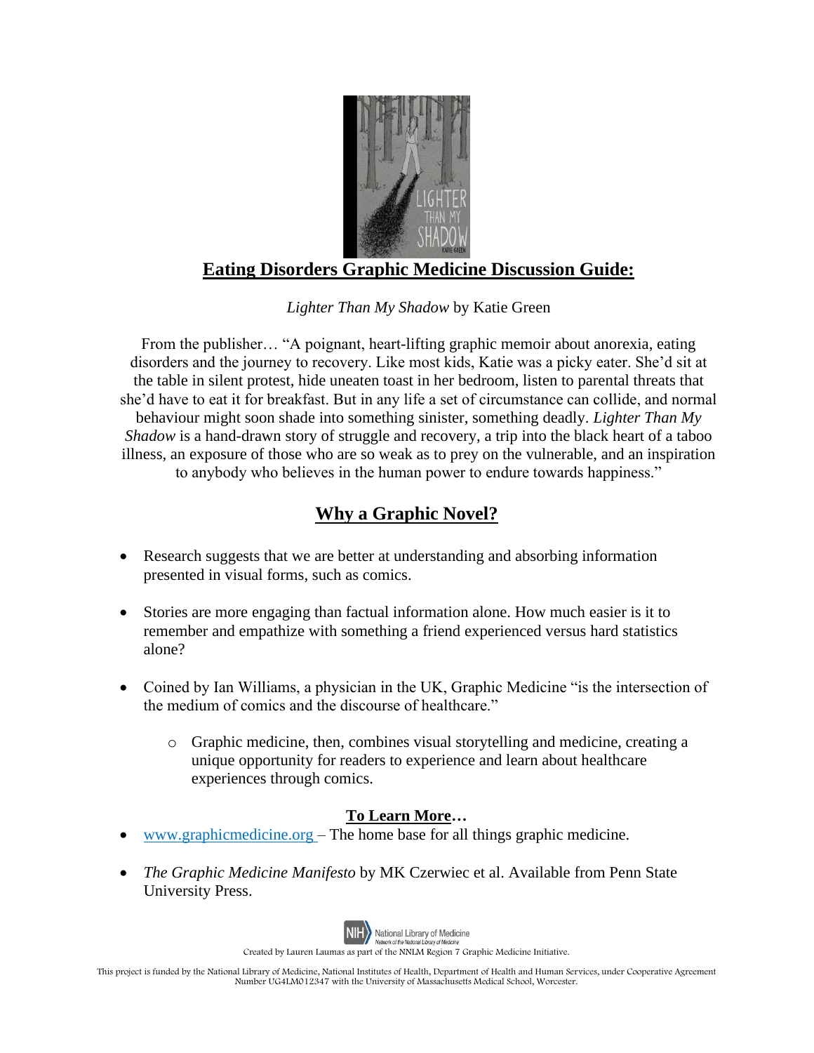# Eating Disorders Graphic Medicine Discussion Guide:

*Lighter Than My Shadow* by Katie Green

From the publisher… "A poignant, heart-lifting graphic memoir about anorexia, eating disorders and the journey to recovery. Like most kids, Katie was a picky eater. She'd sit at the table in silent protest, hide uneaten toast in her bedroom, listen to parental threats that she'd have to eat it for breakfast. But in any life a set of circumstance can collide, and normal behaviour might soon shade into something sinister, something deadly. *Lighter Than My Shadow* is a hand-drawn story of struggle and recovery, a trip into the black heart of a taboo illness, an exposure of those who are so weak as to prey on the vulnerable, and an inspiration to anybody who believes in the human power to endure towards happiness."

## Why a Graphic Novel?

- Research suggests that we are better at understanding and absorbing information presented in visual forms, such as comics.
- Stories are more engaging than factual information alone. How much easier is it to remember and empathize with something a friend experienced versus hard statistics alone?
- Coined by Ian Williams, a physician in the UK, Graphic Medicine "is the intersection of the medium of comics and the discourse of healthcare."
  - Graphic medicine, then, combines visual storytelling and medicine, creating a unique opportunity for readers to experience and learn about healthcare experiences through comics.

### To Learn More…

- [www.graphicmedicine.org](http://www.graphicmedicine.org) – The home base for all things graphic medicine.
- *The Graphic Medicine Manifesto* by MK Czerwiec et al. Available from Penn State University Press.

NIH National Library of Medicine
Network of the National Library of Medicine

Created by Lauren Laumas as part of the NNLM Region 7 Graphic Medicine Initiative.

This project is funded by the National Library of Medicine, National Institutes of Health, Department of Health and Human Services, under Cooperative Agreement Number UG4LM012347 with the University of Massachusetts Medical School, Worcester.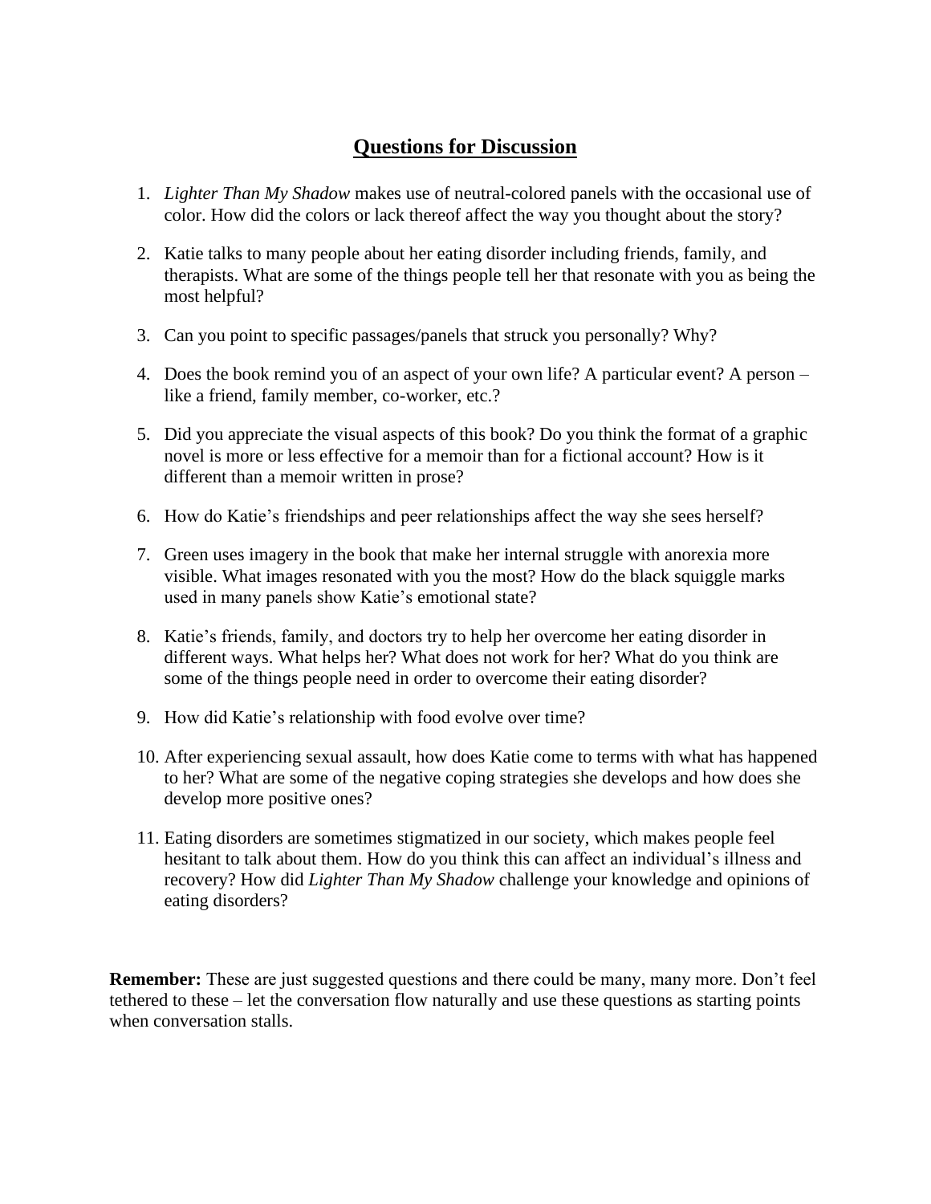## Questions for Discussion

1. *Lighter Than My Shadow* makes use of neutral-colored panels with the occasional use of color. How did the colors or lack thereof affect the way you thought about the story?
2. Katie talks to many people about her eating disorder including friends, family, and therapists. What are some of the things people tell her that resonate with you as being the most helpful?
3. Can you point to specific passages/panels that struck you personally? Why?
4. Does the book remind you of an aspect of your own life? A particular event? A person – like a friend, family member, co-worker, etc.?
5. Did you appreciate the visual aspects of this book? Do you think the format of a graphic novel is more or less effective for a memoir than for a fictional account? How is it different than a memoir written in prose?
6. How do Katie's friendships and peer relationships affect the way she sees herself?
7. Green uses imagery in the book that make her internal struggle with anorexia more visible. What images resonated with you the most? How do the black squiggle marks used in many panels show Katie's emotional state?
8. Katie's friends, family, and doctors try to help her overcome her eating disorder in different ways. What helps her? What does not work for her? What do you think are some of the things people need in order to overcome their eating disorder?
9. How did Katie's relationship with food evolve over time?
10. After experiencing sexual assault, how does Katie come to terms with what has happened to her? What are some of the negative coping strategies she develops and how does she develop more positive ones?
11. Eating disorders are sometimes stigmatized in our society, which makes people feel hesitant to talk about them. How do you think this can affect an individual's illness and recovery? How did *Lighter Than My Shadow* challenge your knowledge and opinions of eating disorders?

**Remember:** These are just suggested questions and there could be many, many more. Don't feel tethered to these – let the conversation flow naturally and use these questions as starting points when conversation stalls.